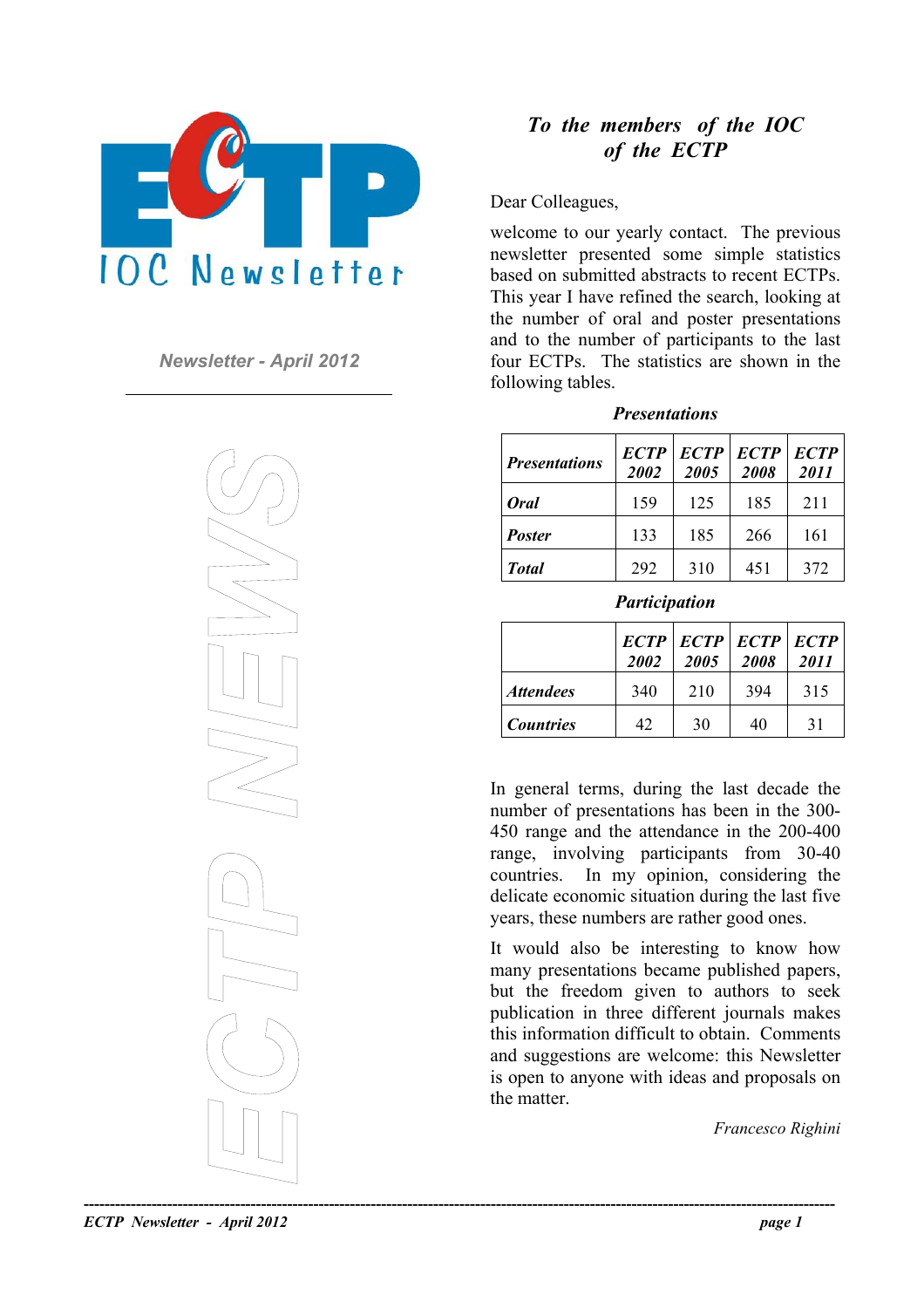# ECTP IOC Newsletter

*Newsletter - April 2012*

## *To the members of the IOC of the ECTP*

Dear Colleagues,

welcome to our yearly contact. The previous newsletter presented some simple statistics based on submitted abstracts to recent ECTPs. This year I have refined the search, looking at the number of oral and poster presentations and to the number of participants to the last four ECTPs. The statistics are shown in the following tables.

***Presentations***

| ***Presentations*** | ***ECTP 2002*** | ***ECTP 2005*** | ***ECTP 2008*** | ***ECTP 2011*** |
|---|---|---|---|---|
| ***Oral*** | 159 | 125 | 185 | 211 |
| ***Poster*** | 133 | 185 | 266 | 161 |
| ***Total*** | 292 | 310 | 451 | 372 |

***Participation***

| | ***ECTP 2002*** | ***ECTP 2005*** | ***ECTP 2008*** | ***ECTP 2011*** |
|---|---|---|---|---|
| ***Attendees*** | 340 | 210 | 394 | 315 |
| ***Countries*** | 42 | 30 | 40 | 31 |

In general terms, during the last decade the number of presentations has been in the 300-450 range and the attendance in the 200-400 range, involving participants from 30-40 countries. In my opinion, considering the delicate economic situation during the last five years, these numbers are rather good ones.

It would also be interesting to know how many presentations became published papers, but the freedom given to authors to seek publication in three different journals makes this information difficult to obtain. Comments and suggestions are welcome: this Newsletter is open to anyone with ideas and proposals on the matter.

*Francesco Righini*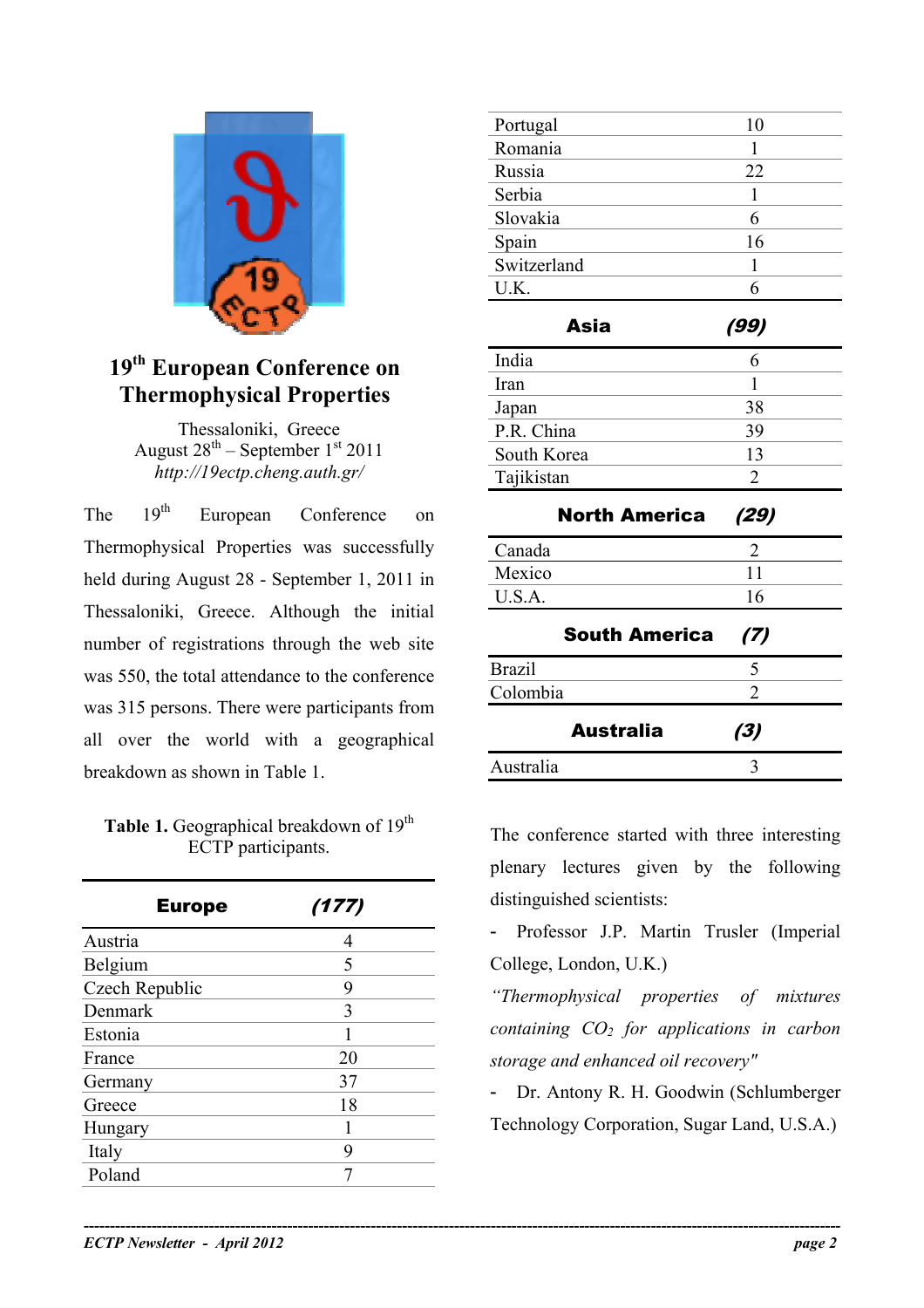## 19th European Conference on Thermophysical Properties

Thessaloniki, Greece
August 28th – September 1st 2011
*http://19ectp.cheng.auth.gr/*

The 19th European Conference on Thermophysical Properties was successfully held during August 28 - September 1, 2011 in Thessaloniki, Greece. Although the initial number of registrations through the web site was 550, the total attendance to the conference was 315 persons. There were participants from all over the world with a geographical breakdown as shown in Table 1.

**Table 1.** Geographical breakdown of 19th ECTP participants.

| **Europe** | ***(177)*** |
|---|---|
| Austria | 4 |
| Belgium | 5 |
| Czech Republic | 9 |
| Denmark | 3 |
| Estonia | 1 |
| France | 20 |
| Germany | 37 |
| Greece | 18 |
| Hungary | 1 |
| Italy | 9 |
| Poland | 7 |
| Portugal | 10 |
| Romania | 1 |
| Russia | 22 |
| Serbia | 1 |
| Slovakia | 6 |
| Spain | 16 |
| Switzerland | 1 |
| U.K. | 6 |
| **Asia** | ***(99)*** |
| India | 6 |
| Iran | 1 |
| Japan | 38 |
| P.R. China | 39 |
| South Korea | 13 |
| Tajikistan | 2 |
| **North America** | ***(29)*** |
| Canada | 2 |
| Mexico | 11 |
| U.S.A. | 16 |
| **South America** | ***(7)*** |
| Brazil | 5 |
| Colombia | 2 |
| **Australia** | ***(3)*** |
| Australia | 3 |

The conference started with three interesting plenary lectures given by the following distinguished scientists:

- Professor J.P. Martin Trusler (Imperial College, London, U.K.)

*"Thermophysical properties of mixtures containing $CO_2$ for applications in carbon storage and enhanced oil recovery"*

- Dr. Antony R. H. Goodwin (Schlumberger Technology Corporation, Sugar Land, U.S.A.)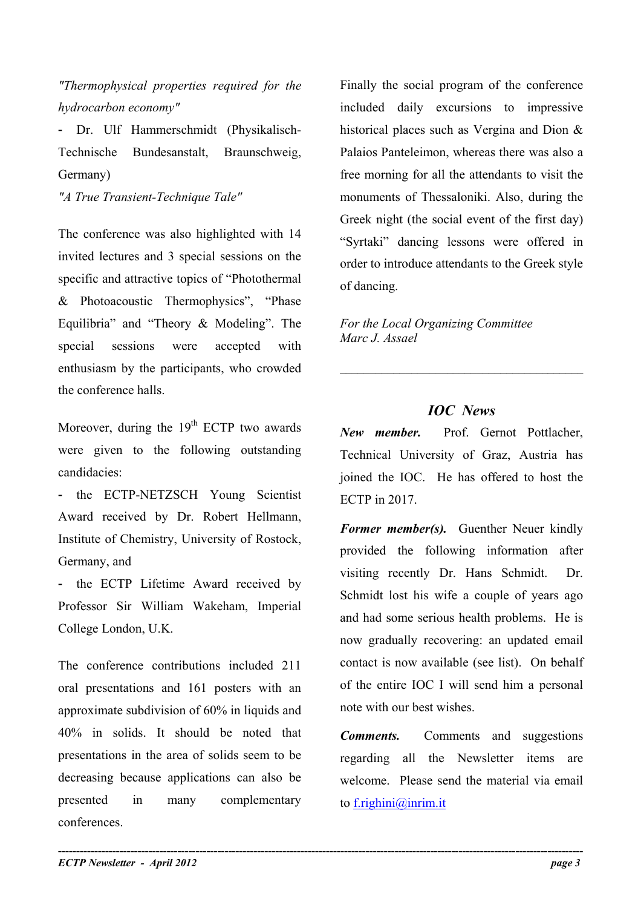*"Thermophysical properties required for the hydrocarbon economy"*

- Dr. Ulf Hammerschmidt (Physikalisch-Technische Bundesanstalt, Braunschweig, Germany)

*"A True Transient-Technique Tale"*

The conference was also highlighted with 14 invited lectures and 3 special sessions on the specific and attractive topics of "Photothermal & Photoacoustic Thermophysics", "Phase Equilibria" and "Theory & Modeling". The special sessions were accepted with enthusiasm by the participants, who crowded the conference halls.

Moreover, during the 19th ECTP two awards were given to the following outstanding candidacies:

- the ECTP-NETZSCH Young Scientist Award received by Dr. Robert Hellmann, Institute of Chemistry, University of Rostock, Germany, and
- the ECTP Lifetime Award received by Professor Sir William Wakeham, Imperial College London, U.K.

The conference contributions included 211 oral presentations and 161 posters with an approximate subdivision of 60% in liquids and 40% in solids. It should be noted that presentations in the area of solids seem to be decreasing because applications can also be presented in many complementary conferences.

Finally the social program of the conference included daily excursions to impressive historical places such as Vergina and Dion & Palaios Panteleimon, whereas there was also a free morning for all the attendants to visit the monuments of Thessaloniki. Also, during the Greek night (the social event of the first day) "Syrtaki" dancing lessons were offered in order to introduce attendants to the Greek style of dancing.

*For the Local Organizing Committee*
*Marc J. Assael*

---

## *IOC News*

***New member.*** Prof. Gernot Pottlacher, Technical University of Graz, Austria has joined the IOC. He has offered to host the ECTP in 2017.

***Former member(s).*** Guenther Neuer kindly provided the following information after visiting recently Dr. Hans Schmidt. Dr. Schmidt lost his wife a couple of years ago and had some serious health problems. He is now gradually recovering: an updated email contact is now available (see list). On behalf of the entire IOC I will send him a personal note with our best wishes.

***Comments.*** Comments and suggestions regarding all the Newsletter items are welcome. Please send the material via email to f.righini@inrim.it